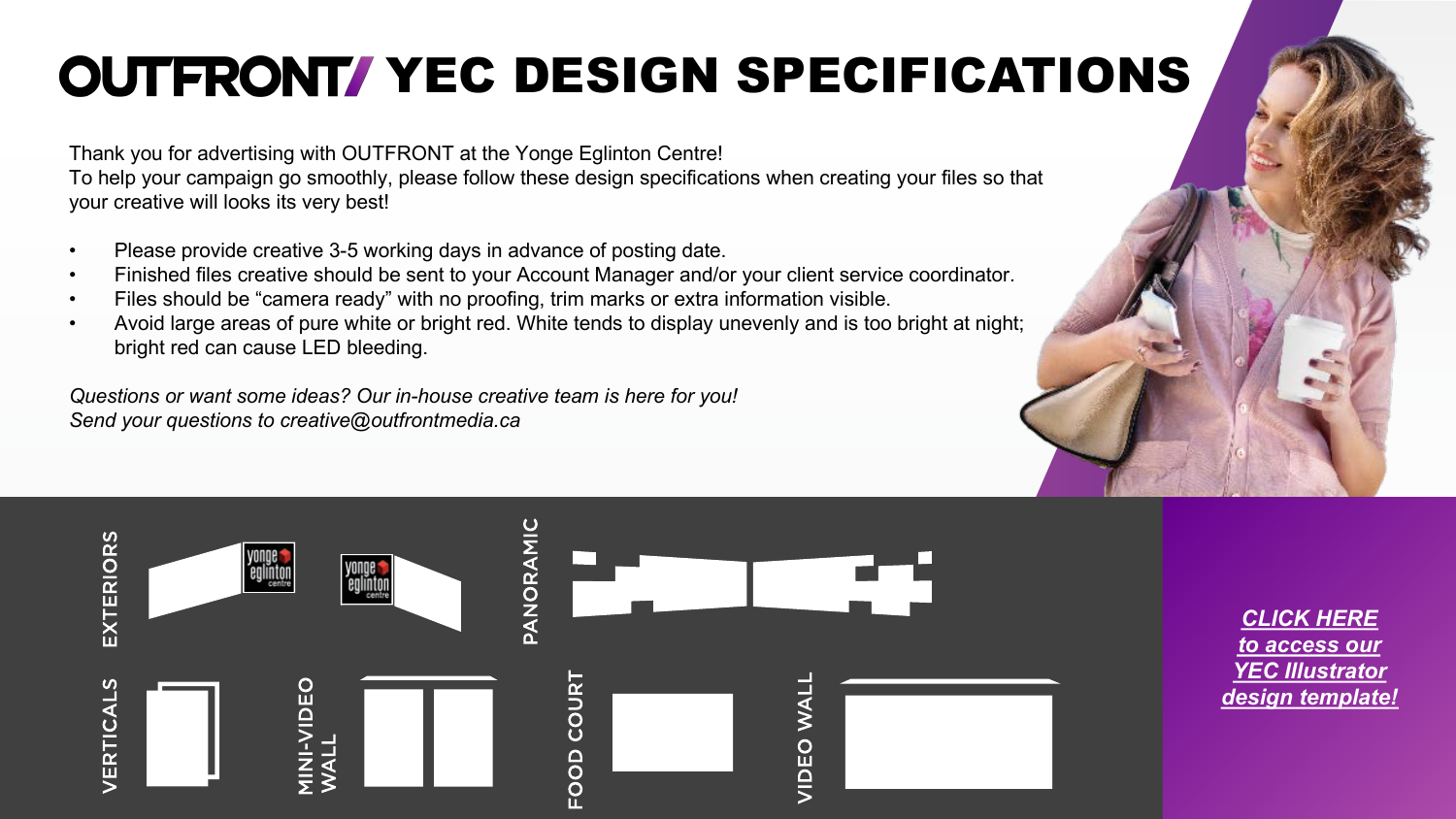# OUTFRONT/ YEC DESIGN SPECIFICATIONS

Thank you for advertising with OUTFRONT at the Yonge Eglinton Centre!
To help your campaign go smoothly, please follow these design specifications when creating your files so that your creative will looks its very best!

- Please provide creative 3-5 working days in advance of posting date.
- Finished files creative should be sent to your Account Manager and/or your client service coordinator.
- Files should be "camera ready" with no proofing, trim marks or extra information visible.
- Avoid large areas of pure white or bright red. White tends to display unevenly and is too bright at night; bright red can cause LED bleeding.

*Questions or want some ideas? Our in-house creative team is here for you!*
*Send your questions to creative@outfrontmedia.ca*

EXTERIORS

PANORAMIC

VERTICALS

MINI-VIDEO WALL

FOOD COURT

VIDEO WALL

***CLICK HERE to access our YEC Illustrator design template!***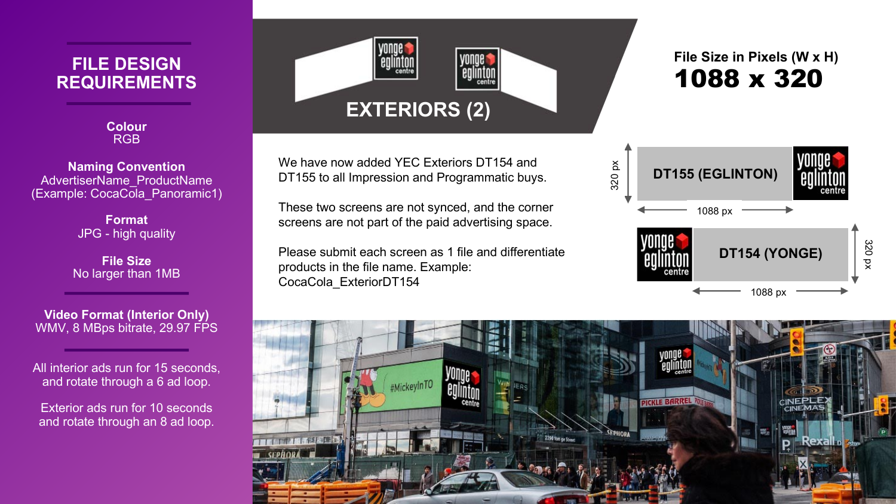## FILE DESIGN REQUIREMENTS

**Colour**
RGB

**Naming Convention**
AdvertiserName_ProductName
(Example: CocaCola_Panoramic1)

**Format**
JPG - high quality

**File Size**
No larger than 1MB

**Video Format (Interior Only)**
WMV, 8 MBps bitrate, 29.97 FPS

All interior ads run for 15 seconds, and rotate through a 6 ad loop.

Exterior ads run for 10 seconds and rotate through an 8 ad loop.

## EXTERIORS (2)

**File Size in Pixels (W x H)**

# 1088 x 320

We have now added YEC Exteriors DT154 and DT155 to all Impression and Programmatic buys.

These two screens are not synced, and the corner screens are not part of the paid advertising space.

Please submit each screen as 1 file and differentiate products in the file name. Example: CocaCola_ExteriorDT154

DT155 (EGLINTON) — 1088 px × 320 px

DT154 (YONGE) — 1088 px × 320 px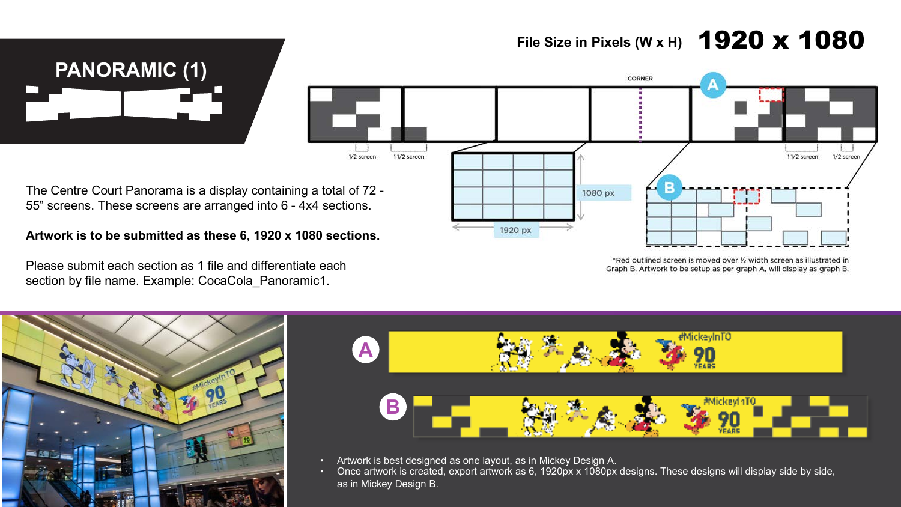# PANORAMIC (1)

**File Size in Pixels (W x H) 1920 x 1080**

The Centre Court Panorama is a display containing a total of 72 - 55” screens. These screens are arranged into 6 - 4x4 sections.

**Artwork is to be submitted as these 6, 1920 x 1080 sections.**

Please submit each section as 1 file and differentiate each section by file name. Example: CocaCola_Panoramic1.

CORNER

A

1/2 screen

1 1/2 screen

1 1/2 screen

1/2 screen

1080 px

1920 px

B

*Red outlined screen is moved over ½ width screen as illustrated in Graph B. Artwork to be setup as per graph A, will display as graph B.

A

B

- Artwork is best designed as one layout, as in Mickey Design A.
- Once artwork is created, export artwork as 6, 1920px x 1080px designs. These designs will display side by side, as in Mickey Design B.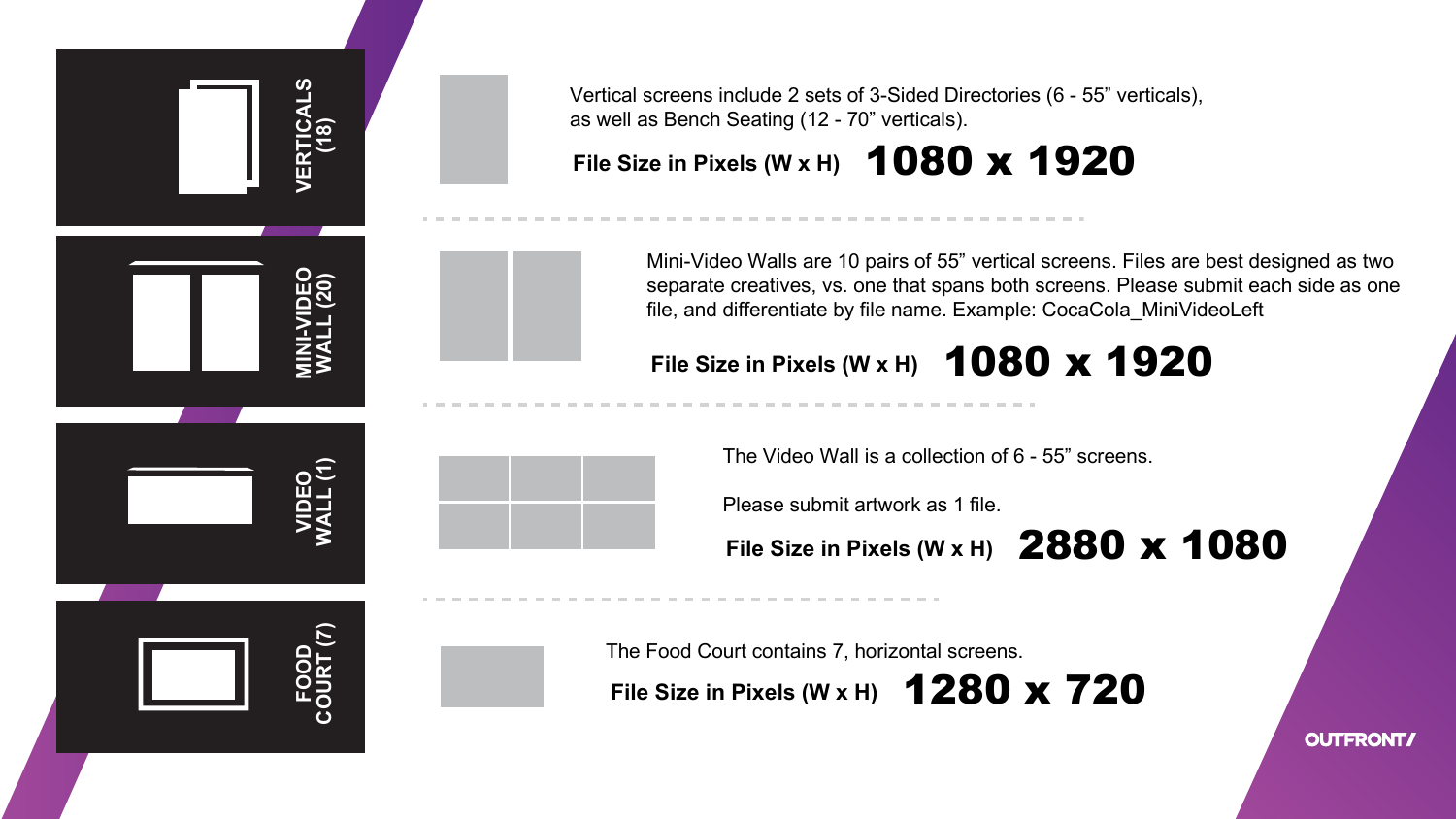## VERTICALS (18)

Vertical screens include 2 sets of 3-Sided Directories (6 - 55” verticals), as well as Bench Seating (12 - 70” verticals).

**File Size in Pixels (W x H)** **1080 x 1920**

## MINI-VIDEO WALL (20)

Mini-Video Walls are 10 pairs of 55” vertical screens. Files are best designed as two separate creatives, vs. one that spans both screens. Please submit each side as one file, and differentiate by file name. Example: CocaCola_MiniVideoLeft

**File Size in Pixels (W x H)** **1080 x 1920**

## VIDEO WALL (1)

The Video Wall is a collection of 6 - 55” screens.

Please submit artwork as 1 file.

**File Size in Pixels (W x H)** **2880 x 1080**

## FOOD COURT (7)

The Food Court contains 7, horizontal screens.

**File Size in Pixels (W x H)** **1280 x 720**

OUTFRONT/